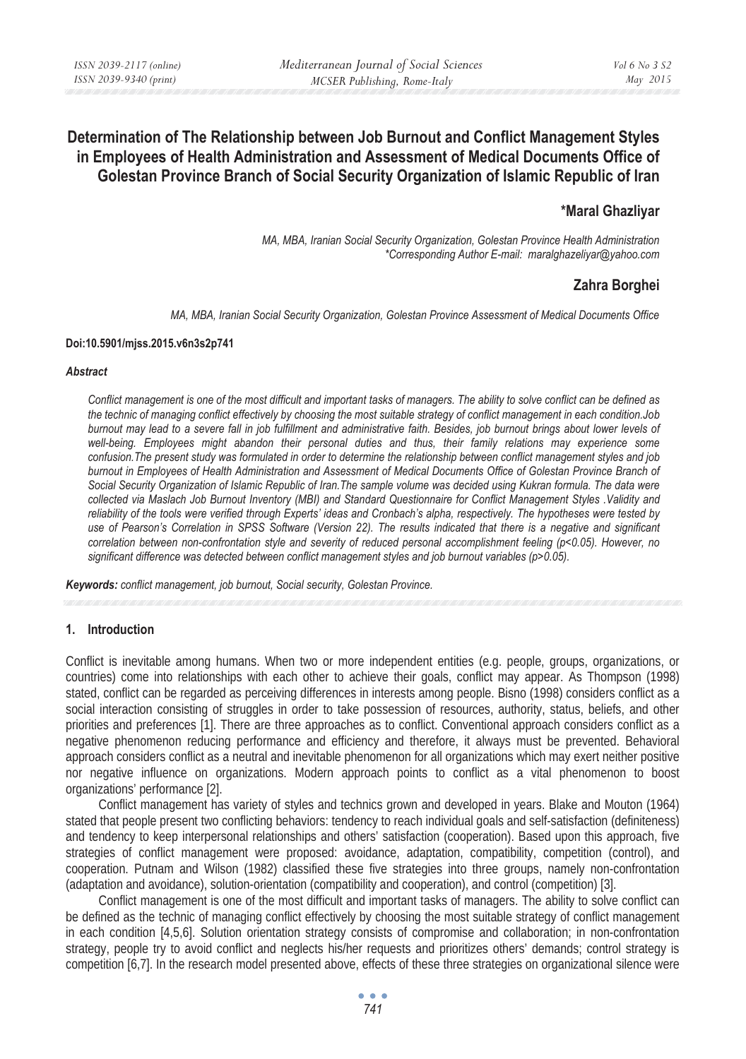# Determination of The Relationship between Job Burnout and Conflict Management Styles in Employees of Health Administration and Assessment of Medical Documents Office of Golestan Province Branch of Social Security Organization of Islamic Republic of Iran

## *Maral Ghazliyar

*MA, MBA, Iranian Social Security Organization, Golestan Province Health Administration*
*\*Corresponding Author E-mail: maralghazeliyar@yahoo.com*

## Zahra Borghei

*MA, MBA, Iranian Social Security Organization, Golestan Province Assessment of Medical Documents Office*

**Doi:10.5901/mjss.2015.v6n3s2p741**

### *Abstract*

*Conflict management is one of the most difficult and important tasks of managers. The ability to solve conflict can be defined as the technic of managing conflict effectively by choosing the most suitable strategy of conflict management in each condition.Job burnout may lead to a severe fall in job fulfillment and administrative faith. Besides, job burnout brings about lower levels of well-being. Employees might abandon their personal duties and thus, their family relations may experience some confusion.The present study was formulated in order to determine the relationship between conflict management styles and job burnout in Employees of Health Administration and Assessment of Medical Documents Office of Golestan Province Branch of Social Security Organization of Islamic Republic of Iran.The sample volume was decided using Kukran formula. The data were collected via Maslach Job Burnout Inventory (MBI) and Standard Questionnaire for Conflict Management Styles .Validity and reliability of the tools were verified through Experts' ideas and Cronbach's alpha, respectively. The hypotheses were tested by use of Pearson's Correlation in SPSS Software (Version 22). The results indicated that there is a negative and significant correlation between non-confrontation style and severity of reduced personal accomplishment feeling (p<0.05). However, no significant difference was detected between conflict management styles and job burnout variables (p>0.05).*

***Keywords:*** *conflict management, job burnout, Social security, Golestan Province.*

## 1. Introduction

Conflict is inevitable among humans. When two or more independent entities (e.g. people, groups, organizations, or countries) come into relationships with each other to achieve their goals, conflict may appear. As Thompson (1998) stated, conflict can be regarded as perceiving differences in interests among people. Bisno (1998) considers conflict as a social interaction consisting of struggles in order to take possession of resources, authority, status, beliefs, and other priorities and preferences [1]. There are three approaches as to conflict. Conventional approach considers conflict as a negative phenomenon reducing performance and efficiency and therefore, it always must be prevented. Behavioral approach considers conflict as a neutral and inevitable phenomenon for all organizations which may exert neither positive nor negative influence on organizations. Modern approach points to conflict as a vital phenomenon to boost organizations' performance [2].

Conflict management has variety of styles and technics grown and developed in years. Blake and Mouton (1964) stated that people present two conflicting behaviors: tendency to reach individual goals and self-satisfaction (definiteness) and tendency to keep interpersonal relationships and others' satisfaction (cooperation). Based upon this approach, five strategies of conflict management were proposed: avoidance, adaptation, compatibility, competition (control), and cooperation. Putnam and Wilson (1982) classified these five strategies into three groups, namely non-confrontation (adaptation and avoidance), solution-orientation (compatibility and cooperation), and control (competition) [3].

Conflict management is one of the most difficult and important tasks of managers. The ability to solve conflict can be defined as the technic of managing conflict effectively by choosing the most suitable strategy of conflict management in each condition [4,5,6]. Solution orientation strategy consists of compromise and collaboration; in non-confrontation strategy, people try to avoid conflict and neglects his/her requests and prioritizes others' demands; control strategy is competition [6,7]. In the research model presented above, effects of these three strategies on organizational silence were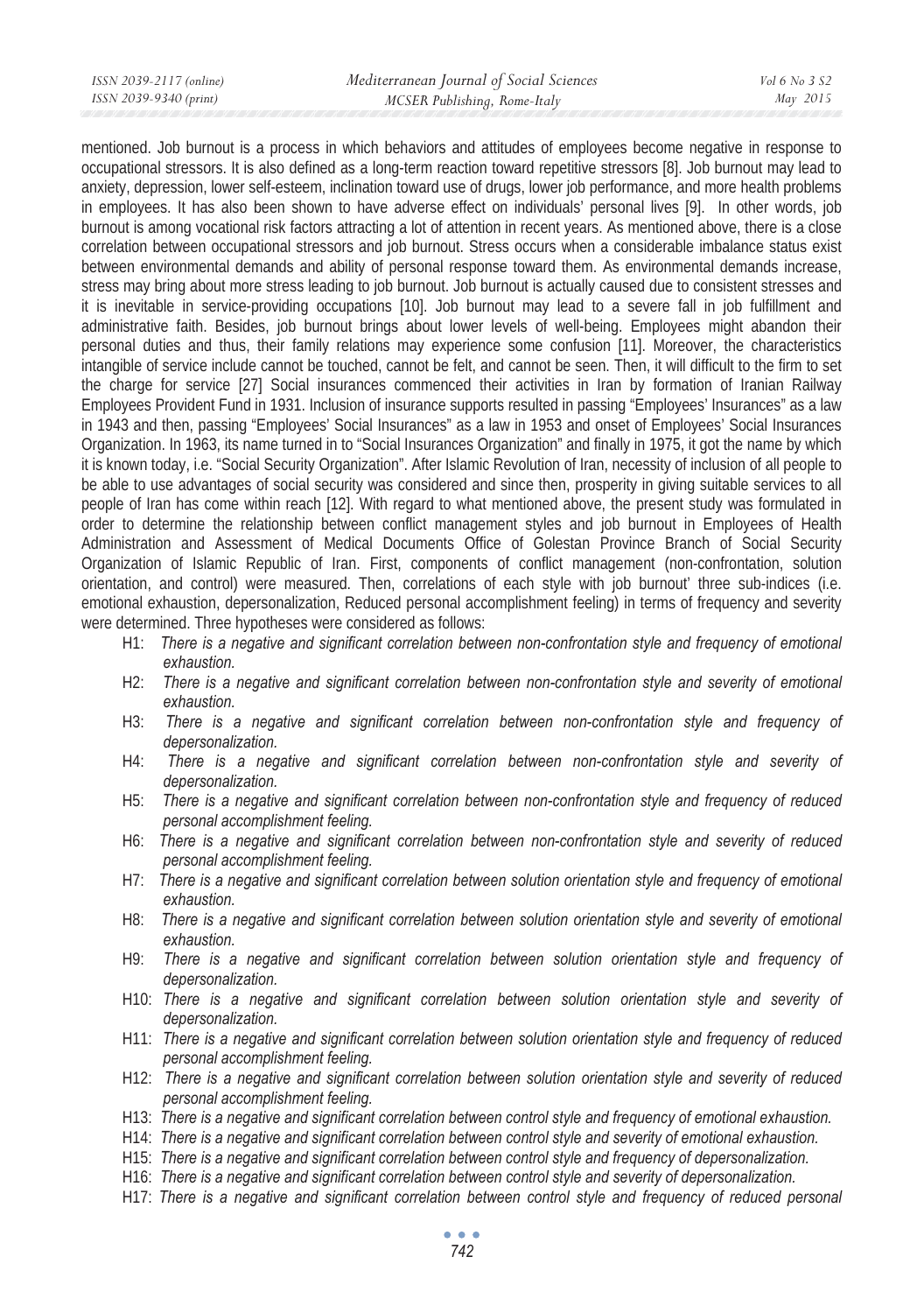mentioned. Job burnout is a process in which behaviors and attitudes of employees become negative in response to occupational stressors. It is also defined as a long-term reaction toward repetitive stressors [8]. Job burnout may lead to anxiety, depression, lower self-esteem, inclination toward use of drugs, lower job performance, and more health problems in employees. It has also been shown to have adverse effect on individuals' personal lives [9]. In other words, job burnout is among vocational risk factors attracting a lot of attention in recent years. As mentioned above, there is a close correlation between occupational stressors and job burnout. Stress occurs when a considerable imbalance status exist between environmental demands and ability of personal response toward them. As environmental demands increase, stress may bring about more stress leading to job burnout. Job burnout is actually caused due to consistent stresses and it is inevitable in service-providing occupations [10]. Job burnout may lead to a severe fall in job fulfillment and administrative faith. Besides, job burnout brings about lower levels of well-being. Employees might abandon their personal duties and thus, their family relations may experience some confusion [11]. Moreover, the characteristics intangible of service include cannot be touched, cannot be felt, and cannot be seen. Then, it will difficult to the firm to set the charge for service [27] Social insurances commenced their activities in Iran by formation of Iranian Railway Employees Provident Fund in 1931. Inclusion of insurance supports resulted in passing "Employees' Insurances" as a law in 1943 and then, passing "Employees' Social Insurances" as a law in 1953 and onset of Employees' Social Insurances Organization. In 1963, its name turned in to "Social Insurances Organization" and finally in 1975, it got the name by which it is known today, i.e. "Social Security Organization". After Islamic Revolution of Iran, necessity of inclusion of all people to be able to use advantages of social security was considered and since then, prosperity in giving suitable services to all people of Iran has come within reach [12]. With regard to what mentioned above, the present study was formulated in order to determine the relationship between conflict management styles and job burnout in Employees of Health Administration and Assessment of Medical Documents Office of Golestan Province Branch of Social Security Organization of Islamic Republic of Iran. First, components of conflict management (non-confrontation, solution orientation, and control) were measured. Then, correlations of each style with job burnout' three sub-indices (i.e. emotional exhaustion, depersonalization, Reduced personal accomplishment feeling) in terms of frequency and severity were determined. Three hypotheses were considered as follows:

- H1: *There is a negative and significant correlation between non-confrontation style and frequency of emotional exhaustion.*
- H2: *There is a negative and significant correlation between non-confrontation style and severity of emotional exhaustion.*
- H3: *There is a negative and significant correlation between non-confrontation style and frequency of depersonalization.*
- H4: *There is a negative and significant correlation between non-confrontation style and severity of depersonalization.*
- H5: *There is a negative and significant correlation between non-confrontation style and frequency of reduced personal accomplishment feeling.*
- H6: *There is a negative and significant correlation between non-confrontation style and severity of reduced personal accomplishment feeling.*
- H7: *There is a negative and significant correlation between solution orientation style and frequency of emotional exhaustion.*
- H8: *There is a negative and significant correlation between solution orientation style and severity of emotional exhaustion.*
- H9: *There is a negative and significant correlation between solution orientation style and frequency of depersonalization.*
- H10: *There is a negative and significant correlation between solution orientation style and severity of depersonalization.*
- H11: *There is a negative and significant correlation between solution orientation style and frequency of reduced personal accomplishment feeling.*
- H12: *There is a negative and significant correlation between solution orientation style and severity of reduced personal accomplishment feeling.*
- H13: *There is a negative and significant correlation between control style and frequency of emotional exhaustion.*
- H14: *There is a negative and significant correlation between control style and severity of emotional exhaustion.*
- H15: *There is a negative and significant correlation between control style and frequency of depersonalization.*
- H16: *There is a negative and significant correlation between control style and severity of depersonalization.*
- H17: *There is a negative and significant correlation between control style and frequency of reduced personal*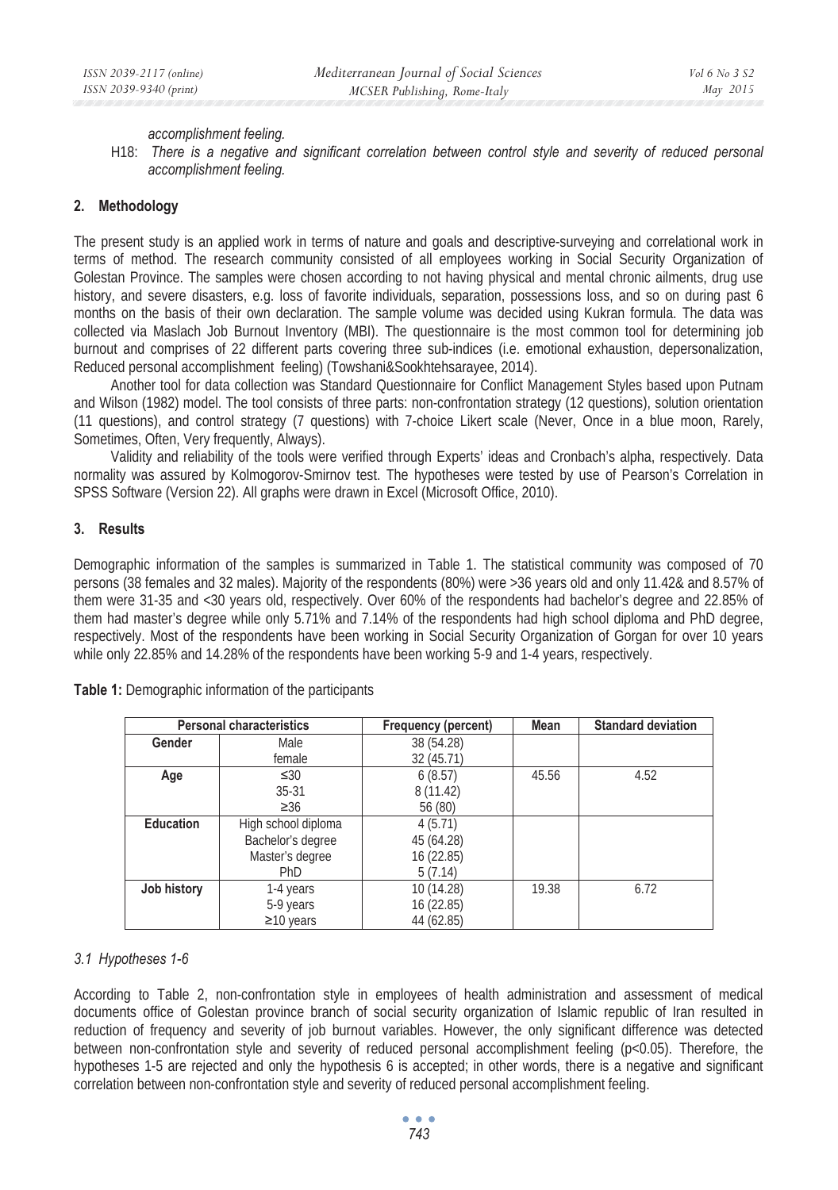*accomplishment feeling.*

H18: *There is a negative and significant correlation between control style and severity of reduced personal accomplishment feeling.*

## 2. Methodology

The present study is an applied work in terms of nature and goals and descriptive-surveying and correlational work in terms of method. The research community consisted of all employees working in Social Security Organization of Golestan Province. The samples were chosen according to not having physical and mental chronic ailments, drug use history, and severe disasters, e.g. loss of favorite individuals, separation, possessions loss, and so on during past 6 months on the basis of their own declaration. The sample volume was decided using Kukran formula. The data was collected via Maslach Job Burnout Inventory (MBI). The questionnaire is the most common tool for determining job burnout and comprises of 22 different parts covering three sub-indices (i.e. emotional exhaustion, depersonalization, Reduced personal accomplishment feeling) (Towshani&Sookhtehsarayee, 2014).

Another tool for data collection was Standard Questionnaire for Conflict Management Styles based upon Putnam and Wilson (1982) model. The tool consists of three parts: non-confrontation strategy (12 questions), solution orientation (11 questions), and control strategy (7 questions) with 7-choice Likert scale (Never, Once in a blue moon, Rarely, Sometimes, Often, Very frequently, Always).

Validity and reliability of the tools were verified through Experts' ideas and Cronbach's alpha, respectively. Data normality was assured by Kolmogorov-Smirnov test. The hypotheses were tested by use of Pearson's Correlation in SPSS Software (Version 22). All graphs were drawn in Excel (Microsoft Office, 2010).

## 3. Results

Demographic information of the samples is summarized in Table 1. The statistical community was composed of 70 persons (38 females and 32 males). Majority of the respondents (80%) were >36 years old and only 11.42& and 8.57% of them were 31-35 and <30 years old, respectively. Over 60% of the respondents had bachelor's degree and 22.85% of them had master's degree while only 5.71% and 7.14% of the respondents had high school diploma and PhD degree, respectively. Most of the respondents have been working in Social Security Organization of Gorgan for over 10 years while only 22.85% and 14.28% of the respondents have been working 5-9 and 1-4 years, respectively.

**Table 1:** Demographic information of the participants

| Personal characteristics | | Frequency (percent) | Mean | Standard deviation |
|---|---|---|---|---|
| **Gender** | Male | 38 (54.28) | | |
| | female | 32 (45.71) | | |
| **Age** | ≤30 | 6 (8.57) | 45.56 | 4.52 |
| | 35-31 | 8 (11.42) | | |
| | ≥36 | 56 (80) | | |
| **Education** | High school diploma | 4 (5.71) | | |
| | Bachelor's degree | 45 (64.28) | | |
| | Master's degree | 16 (22.85) | | |
| | PhD | 5 (7.14) | | |
| **Job history** | 1-4 years | 10 (14.28) | 19.38 | 6.72 |
| | 5-9 years | 16 (22.85) | | |
| | ≥10 years | 44 (62.85) | | |

### *3.1 Hypotheses 1-6*

According to Table 2, non-confrontation style in employees of health administration and assessment of medical documents office of Golestan province branch of social security organization of Islamic republic of Iran resulted in reduction of frequency and severity of job burnout variables. However, the only significant difference was detected between non-confrontation style and severity of reduced personal accomplishment feeling ($p<0.05$). Therefore, the hypotheses 1-5 are rejected and only the hypothesis 6 is accepted; in other words, there is a negative and significant correlation between non-confrontation style and severity of reduced personal accomplishment feeling.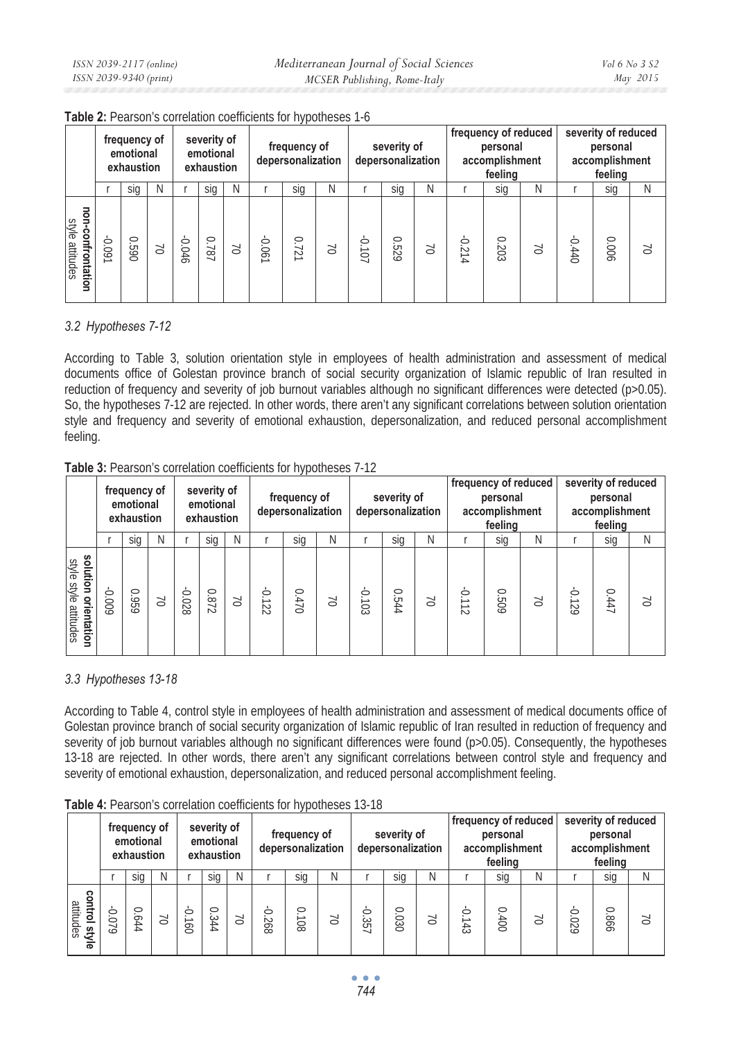**Table 2:** Pearson's correlation coefficients for hypotheses 1-6

| | frequency of emotional exhaustion | | | severity of emotional exhaustion | | | frequency of depersonalization | | | severity of depersonalization | | | frequency of reduced personal accomplishment feeling | | | severity of reduced personal accomplishment feeling | | |
|---|---|---|---|---|---|---|---|---|---|---|---|---|---|---|---|---|---|---|
| | r | sig | N | r | sig | N | r | sig | N | r | sig | N | r | sig | N | r | sig | N |
| **non-confrontation** style attitudes | -0.091 | 0.590 | 70 | -0.046 | 0.787 | 70 | -0.061 | 0.721 | 70 | -0.107 | 0.529 | 70 | -0.214 | 0.203 | 70 | -0.440 | 0.006 | 70 |

### 3.2 Hypotheses 7-12

According to Table 3, solution orientation style in employees of health administration and assessment of medical documents office of Golestan province branch of social security organization of Islamic republic of Iran resulted in reduction of frequency and severity of job burnout variables although no significant differences were detected (p>0.05). So, the hypotheses 7-12 are rejected. In other words, there aren't any significant correlations between solution orientation style and frequency and severity of emotional exhaustion, depersonalization, and reduced personal accomplishment feeling.

**Table 3:** Pearson's correlation coefficients for hypotheses 7-12

| | frequency of emotional exhaustion | | | severity of emotional exhaustion | | | frequency of depersonalization | | | severity of depersonalization | | | frequency of reduced personal accomplishment feeling | | | severity of reduced personal accomplishment feeling | | |
|---|---|---|---|---|---|---|---|---|---|---|---|---|---|---|---|---|---|---|
| | r | sig | N | r | sig | N | r | sig | N | r | sig | N | r | sig | N | r | sig | N |
| **solution orientation** style style attitudes | -0.009 | 0.959 | 70 | -0.028 | 0.872 | 70 | -0.122 | 0.470 | 70 | -0.103 | 0.544 | 70 | -0.112 | 0.509 | 70 | -0.129 | 0.447 | 70 |

### 3.3 Hypotheses 13-18

According to Table 4, control style in employees of health administration and assessment of medical documents office of Golestan province branch of social security organization of Islamic republic of Iran resulted in reduction of frequency and severity of job burnout variables although no significant differences were found (p>0.05). Consequently, the hypotheses 13-18 are rejected. In other words, there aren't any significant correlations between control style and frequency and severity of emotional exhaustion, depersonalization, and reduced personal accomplishment feeling.

**Table 4:** Pearson's correlation coefficients for hypotheses 13-18

| | frequency of emotional exhaustion | | | severity of emotional exhaustion | | | frequency of depersonalization | | | severity of depersonalization | | | frequency of reduced personal accomplishment feeling | | | severity of reduced personal accomplishment feeling | | |
|---|---|---|---|---|---|---|---|---|---|---|---|---|---|---|---|---|---|---|
| | r | sig | N | r | sig | N | r | sig | N | r | sig | N | r | sig | N | r | sig | N |
| **control style** attitudes | -0.079 | 0.644 | 70 | -0.160 | 0.344 | 70 | -0.268 | 0.108 | 70 | -0.357 | 0.030 | 70 | -0.143 | 0.400 | 70 | -0.029 | 0.866 | 70 |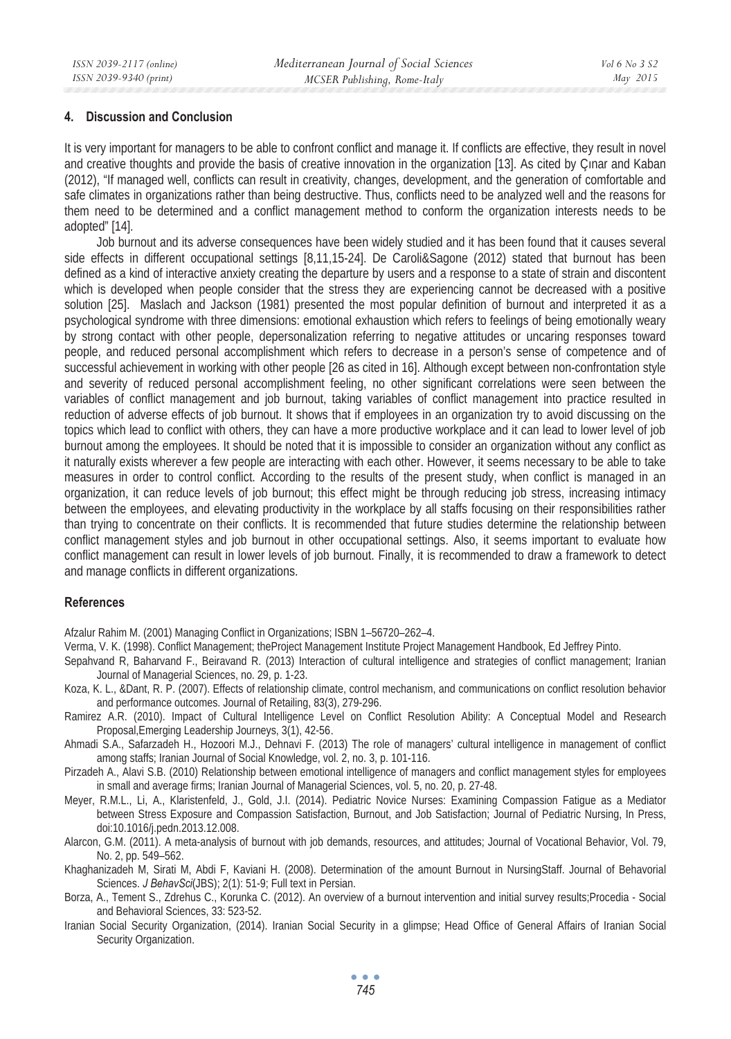## 4. Discussion and Conclusion

It is very important for managers to be able to confront conflict and manage it. If conflicts are effective, they result in novel and creative thoughts and provide the basis of creative innovation in the organization [13]. As cited by Çınar and Kaban (2012), "If managed well, conflicts can result in creativity, changes, development, and the generation of comfortable and safe climates in organizations rather than being destructive. Thus, conflicts need to be analyzed well and the reasons for them need to be determined and a conflict management method to conform the organization interests needs to be adopted" [14].

Job burnout and its adverse consequences have been widely studied and it has been found that it causes several side effects in different occupational settings [8,11,15-24]. De Caroli&Sagone (2012) stated that burnout has been defined as a kind of interactive anxiety creating the departure by users and a response to a state of strain and discontent which is developed when people consider that the stress they are experiencing cannot be decreased with a positive solution [25]. Maslach and Jackson (1981) presented the most popular definition of burnout and interpreted it as a psychological syndrome with three dimensions: emotional exhaustion which refers to feelings of being emotionally weary by strong contact with other people, depersonalization referring to negative attitudes or uncaring responses toward people, and reduced personal accomplishment which refers to decrease in a person's sense of competence and of successful achievement in working with other people [26 as cited in 16]. Although except between non-confrontation style and severity of reduced personal accomplishment feeling, no other significant correlations were seen between the variables of conflict management and job burnout, taking variables of conflict management into practice resulted in reduction of adverse effects of job burnout. It shows that if employees in an organization try to avoid discussing on the topics which lead to conflict with others, they can have a more productive workplace and it can lead to lower level of job burnout among the employees. It should be noted that it is impossible to consider an organization without any conflict as it naturally exists wherever a few people are interacting with each other. However, it seems necessary to be able to take measures in order to control conflict. According to the results of the present study, when conflict is managed in an organization, it can reduce levels of job burnout; this effect might be through reducing job stress, increasing intimacy between the employees, and elevating productivity in the workplace by all staffs focusing on their responsibilities rather than trying to concentrate on their conflicts. It is recommended that future studies determine the relationship between conflict management styles and job burnout in other occupational settings. Also, it seems important to evaluate how conflict management can result in lower levels of job burnout. Finally, it is recommended to draw a framework to detect and manage conflicts in different organizations.

## References

Afzalur Rahim M. (2001) Managing Conflict in Organizations; ISBN 1–56720–262–4.

Verma, V. K. (1998). Conflict Management; theProject Management Institute Project Management Handbook, Ed Jeffrey Pinto.

Sepahvand R, Baharvand F., Beiravand R. (2013) Interaction of cultural intelligence and strategies of conflict management; Iranian Journal of Managerial Sciences, no. 29, p. 1-23.

Koza, K. L., &Dant, R. P. (2007). Effects of relationship climate, control mechanism, and communications on conflict resolution behavior and performance outcomes. Journal of Retailing, 83(3), 279-296.

Ramirez A.R. (2010). Impact of Cultural Intelligence Level on Conflict Resolution Ability: A Conceptual Model and Research Proposal,Emerging Leadership Journeys, 3(1), 42-56.

Ahmadi S.A., Safarzadeh H., Hozoori M.J., Dehnavi F. (2013) The role of managers' cultural intelligence in management of conflict among staffs; Iranian Journal of Social Knowledge, vol. 2, no. 3, p. 101-116.

Pirzadeh A., Alavi S.B. (2010) Relationship between emotional intelligence of managers and conflict management styles for employees in small and average firms; Iranian Journal of Managerial Sciences, vol. 5, no. 20, p. 27-48.

Meyer, R.M.L., Li, A., Klaristenfeld, J., Gold, J.I. (2014). Pediatric Novice Nurses: Examining Compassion Fatigue as a Mediator between Stress Exposure and Compassion Satisfaction, Burnout, and Job Satisfaction; Journal of Pediatric Nursing, In Press, doi:10.1016/j.pedn.2013.12.008.

Alarcon, G.M. (2011). A meta-analysis of burnout with job demands, resources, and attitudes; Journal of Vocational Behavior, Vol. 79, No. 2, pp. 549–562.

Khaghanizadeh M, Sirati M, Abdi F, Kaviani H. (2008). Determination of the amount Burnout in NursingStaff. Journal of Behavorial Sciences. *J BehavSci*(JBS); 2(1): 51-9; Full text in Persian.

Borza, A., Tement S., Zdrehus C., Korunka C. (2012). An overview of a burnout intervention and initial survey results;Procedia - Social and Behavioral Sciences, 33: 523-52.

Iranian Social Security Organization, (2014). Iranian Social Security in a glimpse; Head Office of General Affairs of Iranian Social Security Organization.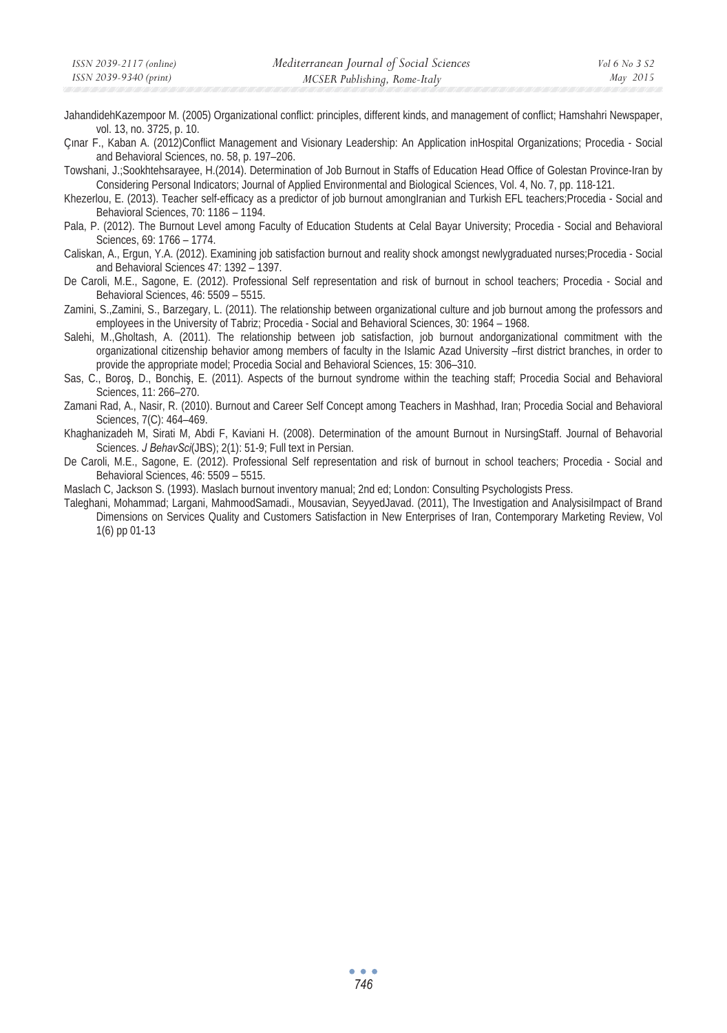JahandidehKazempoor M. (2005) Organizational conflict: principles, different kinds, and management of conflict; Hamshahri Newspaper, vol. 13, no. 3725, p. 10.

Çınar F., Kaban A. (2012)Conflict Management and Visionary Leadership: An Application inHospital Organizations; Procedia - Social and Behavioral Sciences, no. 58, p. 197–206.

Towshani, J.;Sookhtehsarayee, H.(2014). Determination of Job Burnout in Staffs of Education Head Office of Golestan Province-Iran by Considering Personal Indicators; Journal of Applied Environmental and Biological Sciences, Vol. 4, No. 7, pp. 118-121.

Khezerlou, E. (2013). Teacher self-efficacy as a predictor of job burnout amongIranian and Turkish EFL teachers;Procedia - Social and Behavioral Sciences, 70: 1186 – 1194.

Pala, P. (2012). The Burnout Level among Faculty of Education Students at Celal Bayar University; Procedia - Social and Behavioral Sciences, 69: 1766 – 1774.

Caliskan, A., Ergun, Y.A. (2012). Examining job satisfaction burnout and reality shock amongst newlygraduated nurses;Procedia - Social and Behavioral Sciences 47: 1392 – 1397.

De Caroli, M.E., Sagone, E. (2012). Professional Self representation and risk of burnout in school teachers; Procedia - Social and Behavioral Sciences, 46: 5509 – 5515.

Zamini, S.,Zamini, S., Barzegary, L. (2011). The relationship between organizational culture and job burnout among the professors and employees in the University of Tabriz; Procedia - Social and Behavioral Sciences, 30: 1964 – 1968.

Salehi, M.,Gholtash, A. (2011). The relationship between job satisfaction, job burnout andorganizational commitment with the organizational citizenship behavior among members of faculty in the Islamic Azad University –first district branches, in order to provide the appropriate model; Procedia Social and Behavioral Sciences, 15: 306–310.

Sas, C., Boroş, D., Bonchiş, E. (2011). Aspects of the burnout syndrome within the teaching staff; Procedia Social and Behavioral Sciences, 11: 266–270.

Zamani Rad, A., Nasir, R. (2010). Burnout and Career Self Concept among Teachers in Mashhad, Iran; Procedia Social and Behavioral Sciences, 7(C): 464–469.

Khaghanizadeh M, Sirati M, Abdi F, Kaviani H. (2008). Determination of the amount Burnout in NursingStaff. Journal of Behavorial Sciences. *J BehavSci*(JBS); 2(1): 51-9; Full text in Persian.

De Caroli, M.E., Sagone, E. (2012). Professional Self representation and risk of burnout in school teachers; Procedia - Social and Behavioral Sciences, 46: 5509 – 5515.

Maslach C, Jackson S. (1993). Maslach burnout inventory manual; 2nd ed; London: Consulting Psychologists Press.

Taleghani, Mohammad; Largani, MahmoodSamadi., Mousavian, SeyyedJavad. (2011), The Investigation and AnalysisiImpact of Brand Dimensions on Services Quality and Customers Satisfaction in New Enterprises of Iran, Contemporary Marketing Review, Vol 1(6) pp 01-13